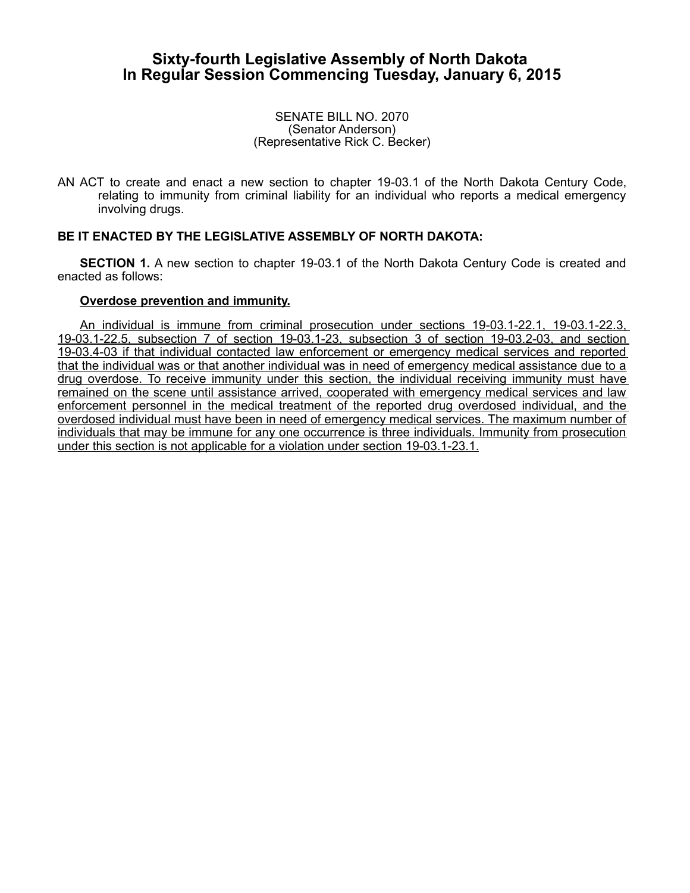# Sixty-fourth Legislative Assembly of North Dakota
# In Regular Session Commencing Tuesday, January 6, 2015

SENATE BILL NO. 2070
(Senator Anderson)
(Representative Rick C. Becker)

AN ACT to create and enact a new section to chapter 19-03.1 of the North Dakota Century Code, relating to immunity from criminal liability for an individual who reports a medical emergency involving drugs.

**BE IT ENACTED BY THE LEGISLATIVE ASSEMBLY OF NORTH DAKOTA:**

**SECTION 1.** A new section to chapter 19-03.1 of the North Dakota Century Code is created and enacted as follows:

**Overdose prevention and immunity.**

An individual is immune from criminal prosecution under sections 19-03.1-22.1, 19-03.1-22.3, 19-03.1-22.5, subsection 7 of section 19-03.1-23, subsection 3 of section 19-03.2-03, and section 19-03.4-03 if that individual contacted law enforcement or emergency medical services and reported that the individual was or that another individual was in need of emergency medical assistance due to a drug overdose. To receive immunity under this section, the individual receiving immunity must have remained on the scene until assistance arrived, cooperated with emergency medical services and law enforcement personnel in the medical treatment of the reported drug overdosed individual, and the overdosed individual must have been in need of emergency medical services. The maximum number of individuals that may be immune for any one occurrence is three individuals. Immunity from prosecution under this section is not applicable for a violation under section 19-03.1-23.1.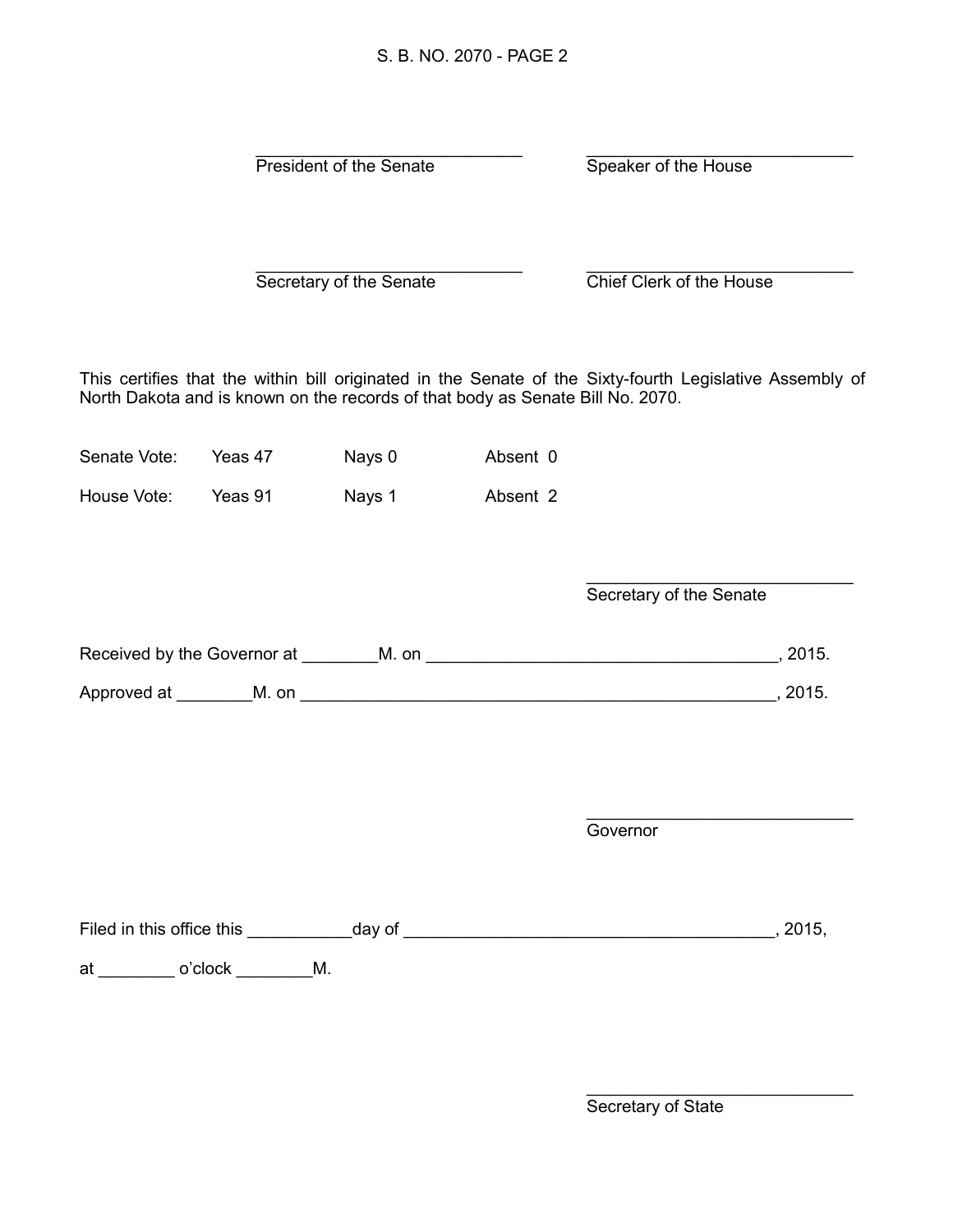\_\_\_\_\_\_\_\_\_\_\_\_\_\_\_\_\_\_\_\_\_\_\_\_\_\_\_\_
President of the Senate

\_\_\_\_\_\_\_\_\_\_\_\_\_\_\_\_\_\_\_\_\_\_\_\_\_\_\_\_
Speaker of the House

\_\_\_\_\_\_\_\_\_\_\_\_\_\_\_\_\_\_\_\_\_\_\_\_\_\_\_\_
Secretary of the Senate

\_\_\_\_\_\_\_\_\_\_\_\_\_\_\_\_\_\_\_\_\_\_\_\_\_\_\_\_
Chief Clerk of the House

This certifies that the within bill originated in the Senate of the Sixty-fourth Legislative Assembly of North Dakota and is known on the records of that body as Senate Bill No. 2070.

| | | | |
|---|---|---|---|
| Senate Vote: | Yeas 47 | Nays 0 | Absent 0 |
| House Vote: | Yeas 91 | Nays 1 | Absent 2 |

\_\_\_\_\_\_\_\_\_\_\_\_\_\_\_\_\_\_\_\_\_\_\_\_\_\_\_\_
Secretary of the Senate

Received by the Governor at \_\_\_\_\_\_\_\_M. on \_\_\_\_\_\_\_\_\_\_\_\_\_\_\_\_\_\_\_\_\_\_\_\_\_\_\_\_\_\_\_\_\_\_\_\_\_\_, 2015.

Approved at \_\_\_\_\_\_\_\_M. on \_\_\_\_\_\_\_\_\_\_\_\_\_\_\_\_\_\_\_\_\_\_\_\_\_\_\_\_\_\_\_\_\_\_\_\_\_\_\_\_\_\_\_\_\_\_\_\_\_\_\_\_\_\_, 2015.

\_\_\_\_\_\_\_\_\_\_\_\_\_\_\_\_\_\_\_\_\_\_\_\_\_\_\_\_
Governor

Filed in this office this \_\_\_\_\_\_\_\_\_\_\_day of \_\_\_\_\_\_\_\_\_\_\_\_\_\_\_\_\_\_\_\_\_\_\_\_\_\_\_\_\_\_\_\_\_\_\_\_\_\_\_\_, 2015,

at \_\_\_\_\_\_\_\_ o'clock \_\_\_\_\_\_\_\_M.

\_\_\_\_\_\_\_\_\_\_\_\_\_\_\_\_\_\_\_\_\_\_\_\_\_\_\_\_
Secretary of State